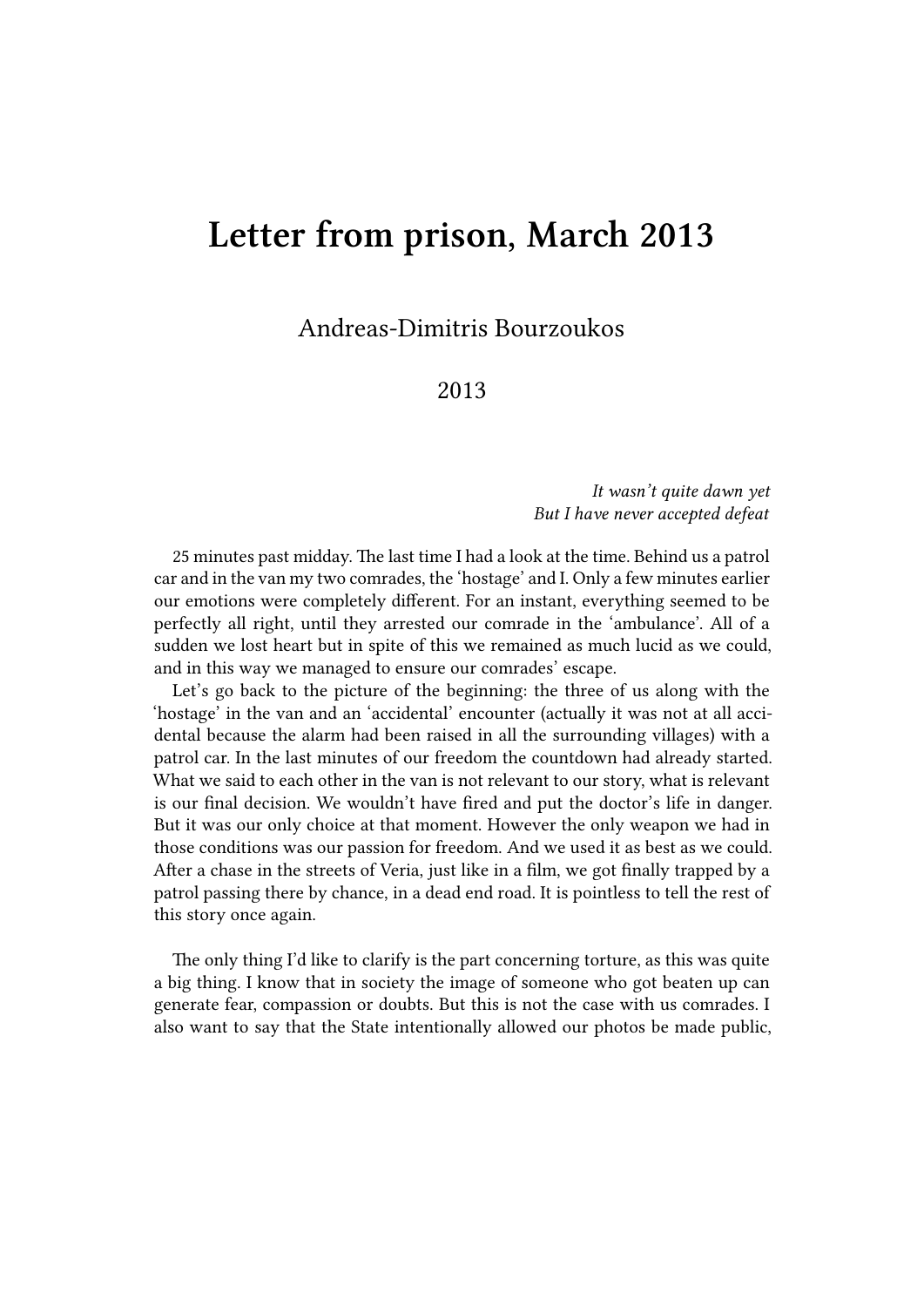# Letter from prison, March 2013

Andreas-Dimitris Bourzoukos

2013

*It wasn't quite dawn yet*
*But I have never accepted defeat*

25 minutes past midday. The last time I had a look at the time. Behind us a patrol car and in the van my two comrades, the 'hostage' and I. Only a few minutes earlier our emotions were completely different. For an instant, everything seemed to be perfectly all right, until they arrested our comrade in the 'ambulance'. All of a sudden we lost heart but in spite of this we remained as much lucid as we could, and in this way we managed to ensure our comrades' escape.

Let's go back to the picture of the beginning: the three of us along with the 'hostage' in the van and an 'accidental' encounter (actually it was not at all accidental because the alarm had been raised in all the surrounding villages) with a patrol car. In the last minutes of our freedom the countdown had already started. What we said to each other in the van is not relevant to our story, what is relevant is our final decision. We wouldn't have fired and put the doctor's life in danger. But it was our only choice at that moment. However the only weapon we had in those conditions was our passion for freedom. And we used it as best as we could. After a chase in the streets of Veria, just like in a film, we got finally trapped by a patrol passing there by chance, in a dead end road. It is pointless to tell the rest of this story once again.

The only thing I'd like to clarify is the part concerning torture, as this was quite a big thing. I know that in society the image of someone who got beaten up can generate fear, compassion or doubts. But this is not the case with us comrades. I also want to say that the State intentionally allowed our photos be made public,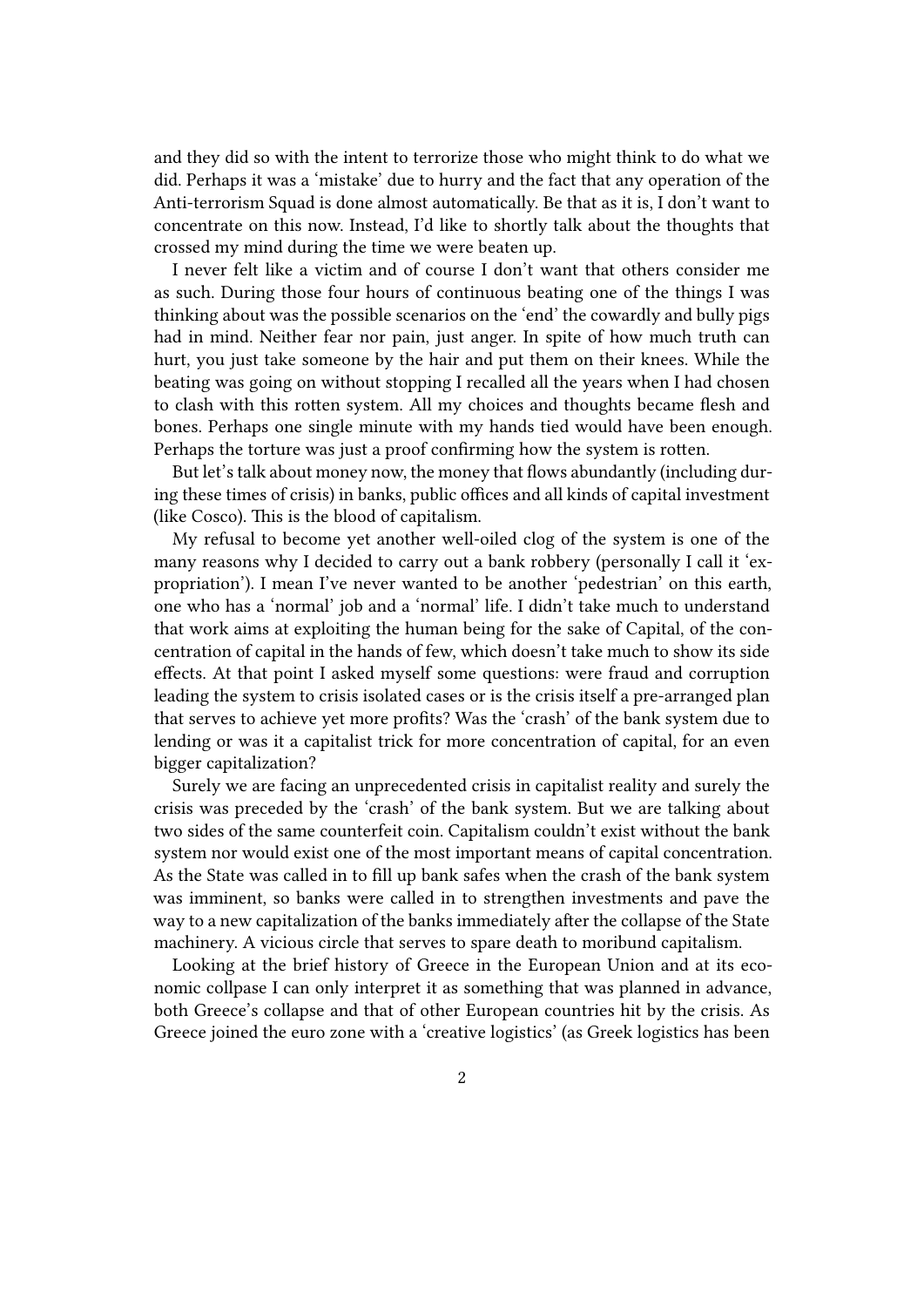and they did so with the intent to terrorize those who might think to do what we did. Perhaps it was a 'mistake' due to hurry and the fact that any operation of the Anti-terrorism Squad is done almost automatically. Be that as it is, I don't want to concentrate on this now. Instead, I'd like to shortly talk about the thoughts that crossed my mind during the time we were beaten up.

I never felt like a victim and of course I don't want that others consider me as such. During those four hours of continuous beating one of the things I was thinking about was the possible scenarios on the 'end' the cowardly and bully pigs had in mind. Neither fear nor pain, just anger. In spite of how much truth can hurt, you just take someone by the hair and put them on their knees. While the beating was going on without stopping I recalled all the years when I had chosen to clash with this rotten system. All my choices and thoughts became flesh and bones. Perhaps one single minute with my hands tied would have been enough. Perhaps the torture was just a proof confirming how the system is rotten.

But let's talk about money now, the money that flows abundantly (including during these times of crisis) in banks, public offices and all kinds of capital investment (like Cosco). This is the blood of capitalism.

My refusal to become yet another well-oiled clog of the system is one of the many reasons why I decided to carry out a bank robbery (personally I call it 'expropriation'). I mean I've never wanted to be another 'pedestrian' on this earth, one who has a 'normal' job and a 'normal' life. I didn't take much to understand that work aims at exploiting the human being for the sake of Capital, of the concentration of capital in the hands of few, which doesn't take much to show its side effects. At that point I asked myself some questions: were fraud and corruption leading the system to crisis isolated cases or is the crisis itself a pre-arranged plan that serves to achieve yet more profits? Was the 'crash' of the bank system due to lending or was it a capitalist trick for more concentration of capital, for an even bigger capitalization?

Surely we are facing an unprecedented crisis in capitalist reality and surely the crisis was preceded by the 'crash' of the bank system. But we are talking about two sides of the same counterfeit coin. Capitalism couldn't exist without the bank system nor would exist one of the most important means of capital concentration. As the State was called in to fill up bank safes when the crash of the bank system was imminent, so banks were called in to strengthen investments and pave the way to a new capitalization of the banks immediately after the collapse of the State machinery. A vicious circle that serves to spare death to moribund capitalism.

Looking at the brief history of Greece in the European Union and at its economic collpase I can only interpret it as something that was planned in advance, both Greece's collapse and that of other European countries hit by the crisis. As Greece joined the euro zone with a 'creative logistics' (as Greek logistics has been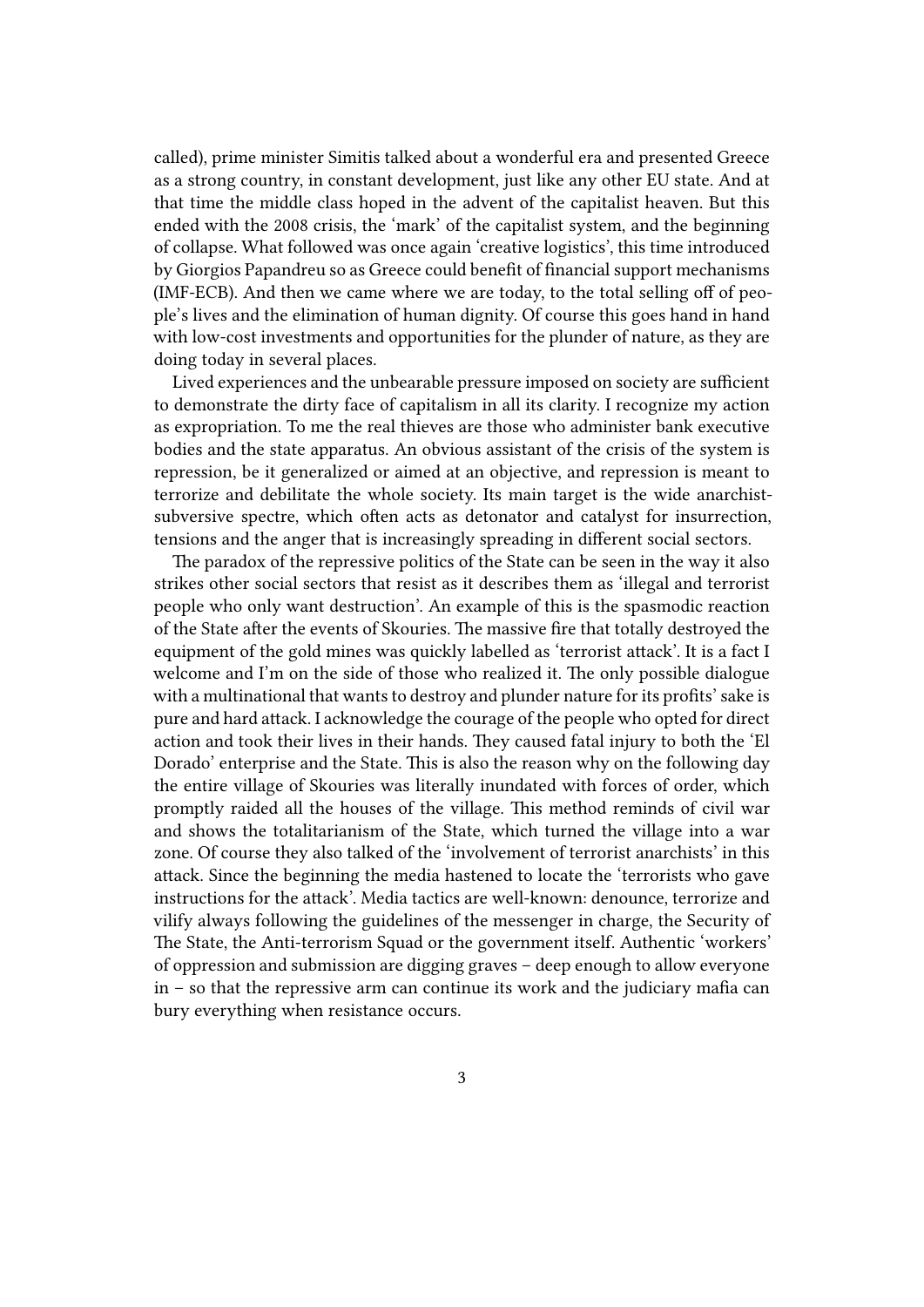called), prime minister Simitis talked about a wonderful era and presented Greece as a strong country, in constant development, just like any other EU state. And at that time the middle class hoped in the advent of the capitalist heaven. But this ended with the 2008 crisis, the 'mark' of the capitalist system, and the beginning of collapse. What followed was once again 'creative logistics', this time introduced by Giorgios Papandreu so as Greece could benefit of financial support mechanisms (IMF-ECB). And then we came where we are today, to the total selling off of people's lives and the elimination of human dignity. Of course this goes hand in hand with low-cost investments and opportunities for the plunder of nature, as they are doing today in several places.

Lived experiences and the unbearable pressure imposed on society are sufficient to demonstrate the dirty face of capitalism in all its clarity. I recognize my action as expropriation. To me the real thieves are those who administer bank executive bodies and the state apparatus. An obvious assistant of the crisis of the system is repression, be it generalized or aimed at an objective, and repression is meant to terrorize and debilitate the whole society. Its main target is the wide anarchist-subversive spectre, which often acts as detonator and catalyst for insurrection, tensions and the anger that is increasingly spreading in different social sectors.

The paradox of the repressive politics of the State can be seen in the way it also strikes other social sectors that resist as it describes them as 'illegal and terrorist people who only want destruction'. An example of this is the spasmodic reaction of the State after the events of Skouries. The massive fire that totally destroyed the equipment of the gold mines was quickly labelled as 'terrorist attack'. It is a fact I welcome and I'm on the side of those who realized it. The only possible dialogue with a multinational that wants to destroy and plunder nature for its profits' sake is pure and hard attack. I acknowledge the courage of the people who opted for direct action and took their lives in their hands. They caused fatal injury to both the 'El Dorado' enterprise and the State. This is also the reason why on the following day the entire village of Skouries was literally inundated with forces of order, which promptly raided all the houses of the village. This method reminds of civil war and shows the totalitarianism of the State, which turned the village into a war zone. Of course they also talked of the 'involvement of terrorist anarchists' in this attack. Since the beginning the media hastened to locate the 'terrorists who gave instructions for the attack'. Media tactics are well-known: denounce, terrorize and vilify always following the guidelines of the messenger in charge, the Security of The State, the Anti-terrorism Squad or the government itself. Authentic 'workers' of oppression and submission are digging graves – deep enough to allow everyone in – so that the repressive arm can continue its work and the judiciary mafia can bury everything when resistance occurs.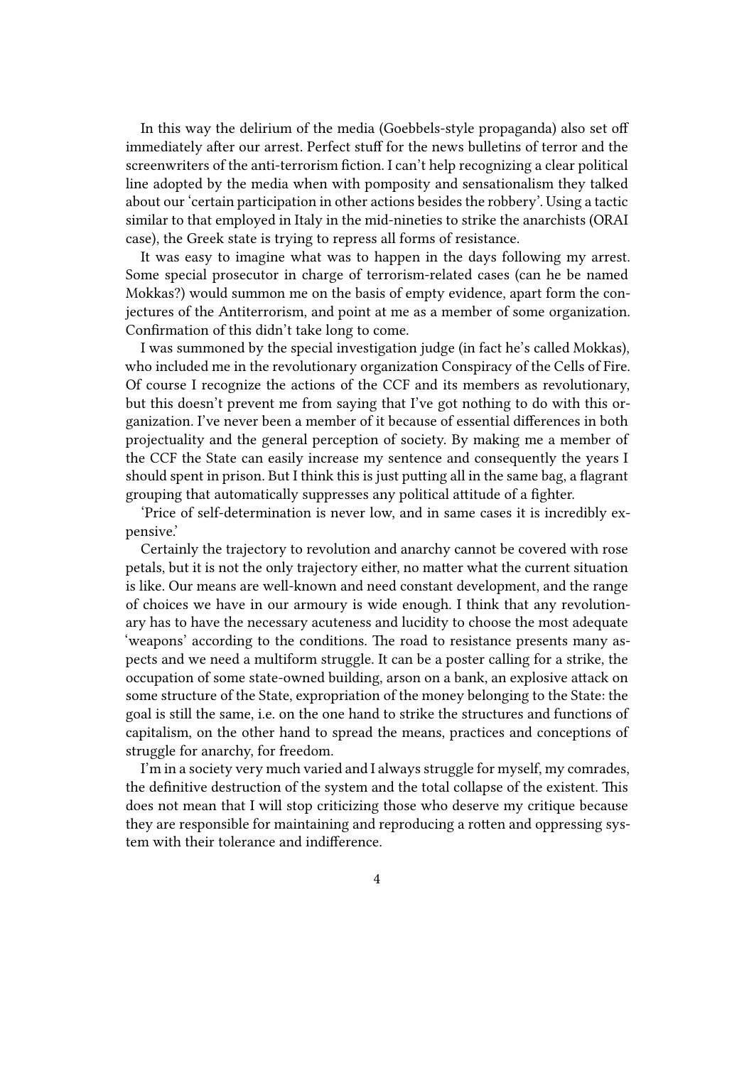In this way the delirium of the media (Goebbels-style propaganda) also set off immediately after our arrest. Perfect stuff for the news bulletins of terror and the screenwriters of the anti-terrorism fiction. I can't help recognizing a clear political line adopted by the media when with pomposity and sensationalism they talked about our 'certain participation in other actions besides the robbery'. Using a tactic similar to that employed in Italy in the mid-nineties to strike the anarchists (ORAI case), the Greek state is trying to repress all forms of resistance.

It was easy to imagine what was to happen in the days following my arrest. Some special prosecutor in charge of terrorism-related cases (can he be named Mokkas?) would summon me on the basis of empty evidence, apart form the conjectures of the Antiterrorism, and point at me as a member of some organization. Confirmation of this didn't take long to come.

I was summoned by the special investigation judge (in fact he's called Mokkas), who included me in the revolutionary organization Conspiracy of the Cells of Fire. Of course I recognize the actions of the CCF and its members as revolutionary, but this doesn't prevent me from saying that I've got nothing to do with this organization. I've never been a member of it because of essential differences in both projectuality and the general perception of society. By making me a member of the CCF the State can easily increase my sentence and consequently the years I should spent in prison. But I think this is just putting all in the same bag, a flagrant grouping that automatically suppresses any political attitude of a fighter.

'Price of self-determination is never low, and in same cases it is incredibly expensive.'

Certainly the trajectory to revolution and anarchy cannot be covered with rose petals, but it is not the only trajectory either, no matter what the current situation is like. Our means are well-known and need constant development, and the range of choices we have in our armoury is wide enough. I think that any revolutionary has to have the necessary acuteness and lucidity to choose the most adequate 'weapons' according to the conditions. The road to resistance presents many aspects and we need a multiform struggle. It can be a poster calling for a strike, the occupation of some state-owned building, arson on a bank, an explosive attack on some structure of the State, expropriation of the money belonging to the State: the goal is still the same, i.e. on the one hand to strike the structures and functions of capitalism, on the other hand to spread the means, practices and conceptions of struggle for anarchy, for freedom.

I'm in a society very much varied and I always struggle for myself, my comrades, the definitive destruction of the system and the total collapse of the existent. This does not mean that I will stop criticizing those who deserve my critique because they are responsible for maintaining and reproducing a rotten and oppressing system with their tolerance and indifference.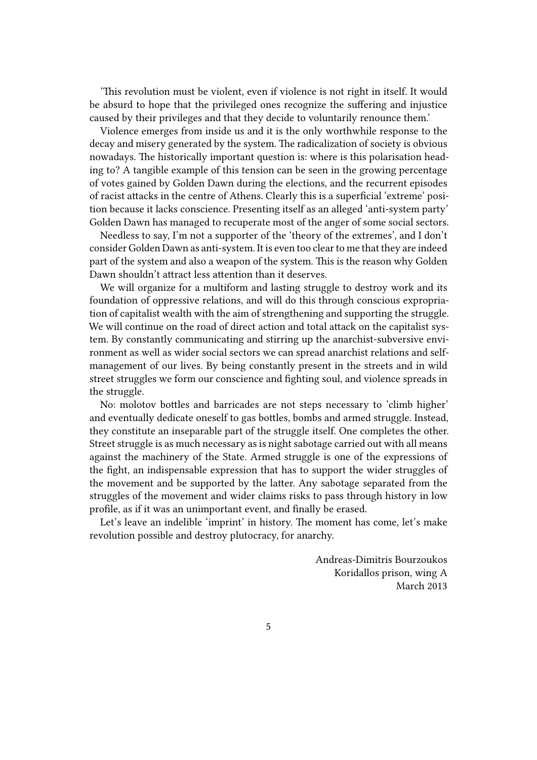'This revolution must be violent, even if violence is not right in itself. It would be absurd to hope that the privileged ones recognize the suffering and injustice caused by their privileges and that they decide to voluntarily renounce them.'

Violence emerges from inside us and it is the only worthwhile response to the decay and misery generated by the system. The radicalization of society is obvious nowadays. The historically important question is: where is this polarisation heading to? A tangible example of this tension can be seen in the growing percentage of votes gained by Golden Dawn during the elections, and the recurrent episodes of racist attacks in the centre of Athens. Clearly this is a superficial 'extreme' position because it lacks conscience. Presenting itself as an alleged 'anti-system party' Golden Dawn has managed to recuperate most of the anger of some social sectors.

Needless to say, I'm not a supporter of the 'theory of the extremes', and I don't consider Golden Dawn as anti-system. It is even too clear to me that they are indeed part of the system and also a weapon of the system. This is the reason why Golden Dawn shouldn't attract less attention than it deserves.

We will organize for a multiform and lasting struggle to destroy work and its foundation of oppressive relations, and will do this through conscious expropriation of capitalist wealth with the aim of strengthening and supporting the struggle. We will continue on the road of direct action and total attack on the capitalist system. By constantly communicating and stirring up the anarchist-subversive environment as well as wider social sectors we can spread anarchist relations and self-management of our lives. By being constantly present in the streets and in wild street struggles we form our conscience and fighting soul, and violence spreads in the struggle.

No: molotov bottles and barricades are not steps necessary to 'climb higher' and eventually dedicate oneself to gas bottles, bombs and armed struggle. Instead, they constitute an inseparable part of the struggle itself. One completes the other. Street struggle is as much necessary as is night sabotage carried out with all means against the machinery of the State. Armed struggle is one of the expressions of the fight, an indispensable expression that has to support the wider struggles of the movement and be supported by the latter. Any sabotage separated from the struggles of the movement and wider claims risks to pass through history in low profile, as if it was an unimportant event, and finally be erased.

Let's leave an indelible 'imprint' in history. The moment has come, let's make revolution possible and destroy plutocracy, for anarchy.

Andreas-Dimitris Bourzoukos
Koridallos prison, wing A
March 2013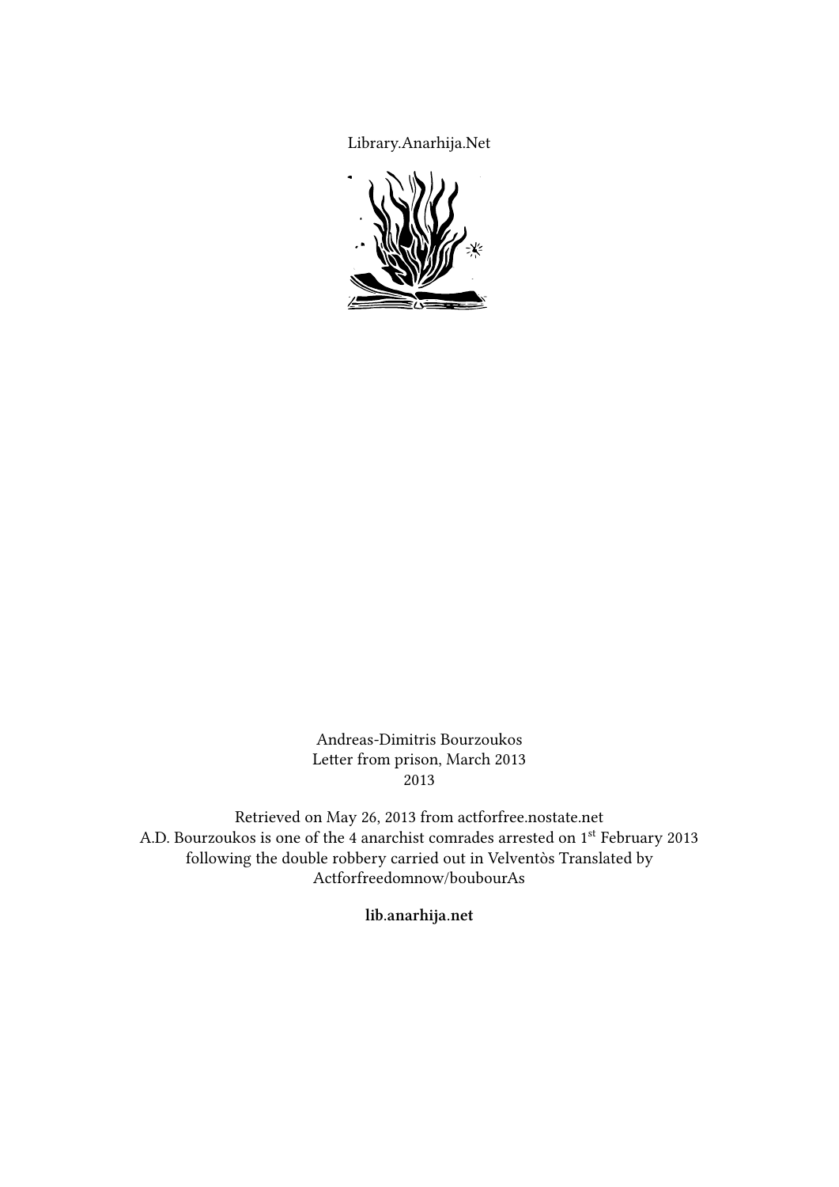Library.Anarhija.Net

Andreas-Dimitris Bourzoukos
Letter from prison, March 2013
2013

Retrieved on May 26, 2013 from actforfree.nostate.net
A.D. Bourzoukos is one of the 4 anarchist comrades arrested on 1st February 2013 following the double robbery carried out in Velventòs Translated by Actforfreedomnow/boubourAs

**lib.anarhija.net**